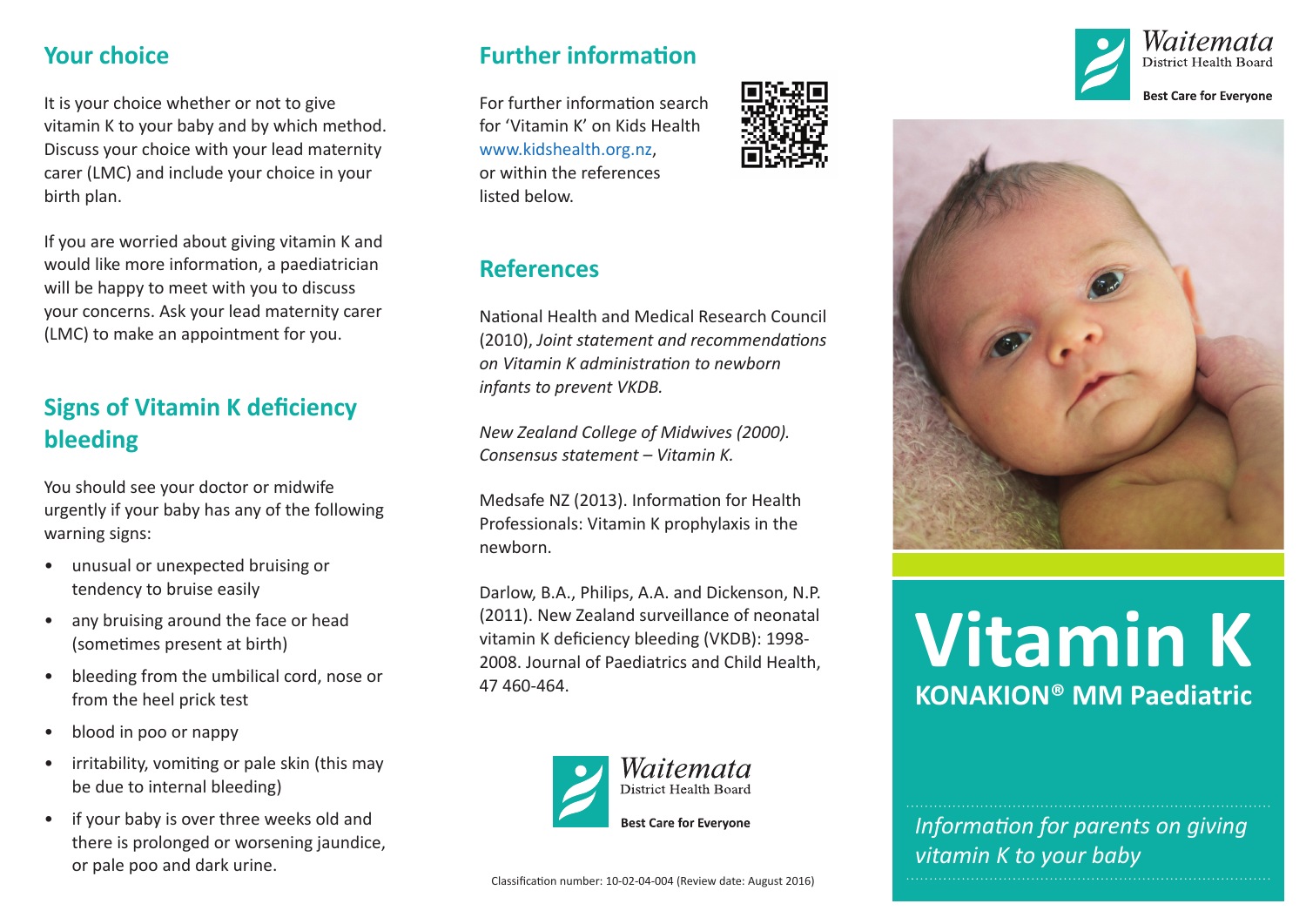## Your choice

It is your choice whether or not to give vitamin K to your baby and by which method. Discuss your choice with your lead maternity carer (LMC) and include your choice in your birth plan.

If you are worried about giving vitamin K and would like more information, a paediatrician will be happy to meet with you to discuss your concerns. Ask your lead maternity carer (LMC) to make an appointment for you.

## Signs of Vitamin K deficiency bleeding

You should see your doctor or midwife urgently if your baby has any of the following warning signs:

- unusual or unexpected bruising or tendency to bruise easily
- any bruising around the face or head (sometimes present at birth)
- bleeding from the umbilical cord, nose or from the heel prick test
- blood in poo or nappy
- irritability, vomiting or pale skin (this may be due to internal bleeding)
- if your baby is over three weeks old and there is prolonged or worsening jaundice, or pale poo and dark urine.

## Further information

For further information search for 'Vitamin K' on Kids Health www.kidshealth.org.nz, or within the references listed below.

## References

National Health and Medical Research Council (2010), *Joint statement and recommendations on Vitamin K administration to newborn infants to prevent VKDB.*

*New Zealand College of Midwives (2000). Consensus statement – Vitamin K.*

Medsafe NZ (2013). Information for Health Professionals: Vitamin K prophylaxis in the newborn.

Darlow, B.A., Philips, A.A. and Dickenson, N.P. (2011). New Zealand surveillance of neonatal vitamin K deficiency bleeding (VKDB): 1998-2008. Journal of Paediatrics and Child Health, 47 460-464.

Waitemata District Health Board
**Best Care for Everyone**

Classification number: 10-02-04-004 (Review date: August 2016)

Waitemata District Health Board
**Best Care for Everyone**

# Vitamin K

**KONAKION® MM Paediatric**

*Information for parents on giving vitamin K to your baby*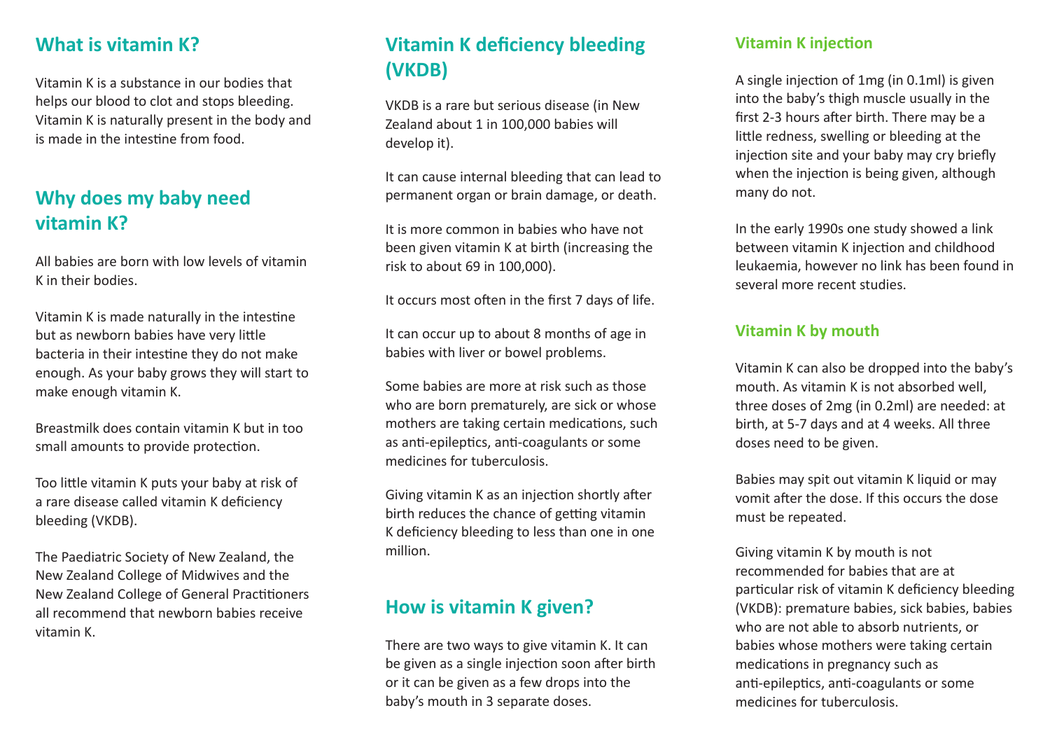## What is vitamin K?

Vitamin K is a substance in our bodies that helps our blood to clot and stops bleeding. Vitamin K is naturally present in the body and is made in the intestine from food.

## Why does my baby need vitamin K?

All babies are born with low levels of vitamin K in their bodies.

Vitamin K is made naturally in the intestine but as newborn babies have very little bacteria in their intestine they do not make enough. As your baby grows they will start to make enough vitamin K.

Breastmilk does contain vitamin K but in too small amounts to provide protection.

Too little vitamin K puts your baby at risk of a rare disease called vitamin K deficiency bleeding (VKDB).

The Paediatric Society of New Zealand, the New Zealand College of Midwives and the New Zealand College of General Practitioners all recommend that newborn babies receive vitamin K.

## Vitamin K deficiency bleeding (VKDB)

VKDB is a rare but serious disease (in New Zealand about 1 in 100,000 babies will develop it).

It can cause internal bleeding that can lead to permanent organ or brain damage, or death.

It is more common in babies who have not been given vitamin K at birth (increasing the risk to about 69 in 100,000).

It occurs most often in the first 7 days of life.

It can occur up to about 8 months of age in babies with liver or bowel problems.

Some babies are more at risk such as those who are born prematurely, are sick or whose mothers are taking certain medications, such as anti-epileptics, anti-coagulants or some medicines for tuberculosis.

Giving vitamin K as an injection shortly after birth reduces the chance of getting vitamin K deficiency bleeding to less than one in one million.

## How is vitamin K given?

There are two ways to give vitamin K. It can be given as a single injection soon after birth or it can be given as a few drops into the baby's mouth in 3 separate doses.

### Vitamin K injection

A single injection of 1mg (in 0.1ml) is given into the baby's thigh muscle usually in the first 2-3 hours after birth. There may be a little redness, swelling or bleeding at the injection site and your baby may cry briefly when the injection is being given, although many do not.

In the early 1990s one study showed a link between vitamin K injection and childhood leukaemia, however no link has been found in several more recent studies.

### Vitamin K by mouth

Vitamin K can also be dropped into the baby's mouth. As vitamin K is not absorbed well, three doses of 2mg (in 0.2ml) are needed: at birth, at 5-7 days and at 4 weeks. All three doses need to be given.

Babies may spit out vitamin K liquid or may vomit after the dose. If this occurs the dose must be repeated.

Giving vitamin K by mouth is not recommended for babies that are at particular risk of vitamin K deficiency bleeding (VKDB): premature babies, sick babies, babies who are not able to absorb nutrients, or babies whose mothers were taking certain medications in pregnancy such as anti-epileptics, anti-coagulants or some medicines for tuberculosis.